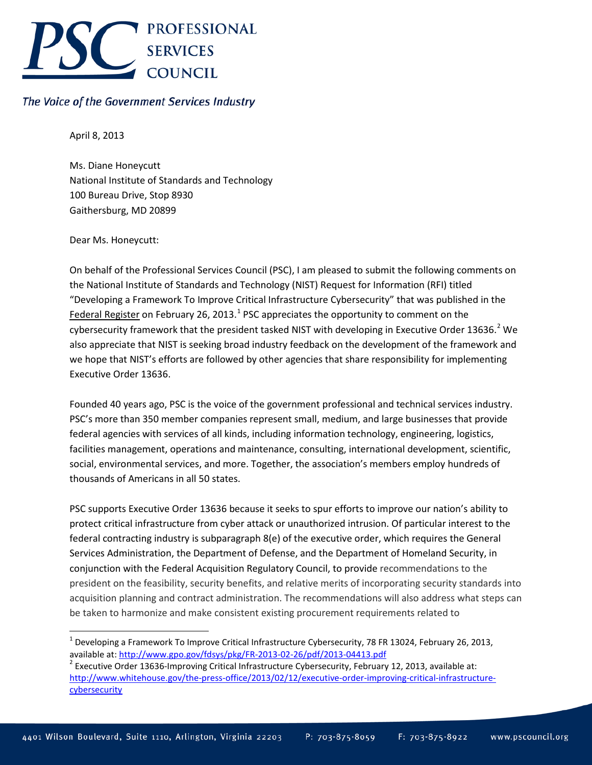**PSC PROFESSIONAL SERVICES COUNCIL**

*The Voice of the Government Services Industry*

April 8, 2013

Ms. Diane Honeycutt
National Institute of Standards and Technology
100 Bureau Drive, Stop 8930
Gaithersburg, MD 20899

Dear Ms. Honeycutt:

On behalf of the Professional Services Council (PSC), I am pleased to submit the following comments on the National Institute of Standards and Technology (NIST) Request for Information (RFI) titled "Developing a Framework To Improve Critical Infrastructure Cybersecurity" that was published in the Federal Register on February 26, 2013.[1] PSC appreciates the opportunity to comment on the cybersecurity framework that the president tasked NIST with developing in Executive Order 13636.[2] We also appreciate that NIST is seeking broad industry feedback on the development of the framework and we hope that NIST's efforts are followed by other agencies that share responsibility for implementing Executive Order 13636.

Founded 40 years ago, PSC is the voice of the government professional and technical services industry. PSC's more than 350 member companies represent small, medium, and large businesses that provide federal agencies with services of all kinds, including information technology, engineering, logistics, facilities management, operations and maintenance, consulting, international development, scientific, social, environmental services, and more. Together, the association's members employ hundreds of thousands of Americans in all 50 states.

PSC supports Executive Order 13636 because it seeks to spur efforts to improve our nation's ability to protect critical infrastructure from cyber attack or unauthorized intrusion. Of particular interest to the federal contracting industry is subparagraph 8(e) of the executive order, which requires the General Services Administration, the Department of Defense, and the Department of Homeland Security, in conjunction with the Federal Acquisition Regulatory Council, to provide recommendations to the president on the feasibility, security benefits, and relative merits of incorporating security standards into acquisition planning and contract administration. The recommendations will also address what steps can be taken to harmonize and make consistent existing procurement requirements related to

[1] Developing a Framework To Improve Critical Infrastructure Cybersecurity, 78 FR 13024, February 26, 2013, available at: http://www.gpo.gov/fdsys/pkg/FR-2013-02-26/pdf/2013-04413.pdf

[2] Executive Order 13636-Improving Critical Infrastructure Cybersecurity, February 12, 2013, available at: http://www.whitehouse.gov/the-press-office/2013/02/12/executive-order-improving-critical-infrastructure-cybersecurity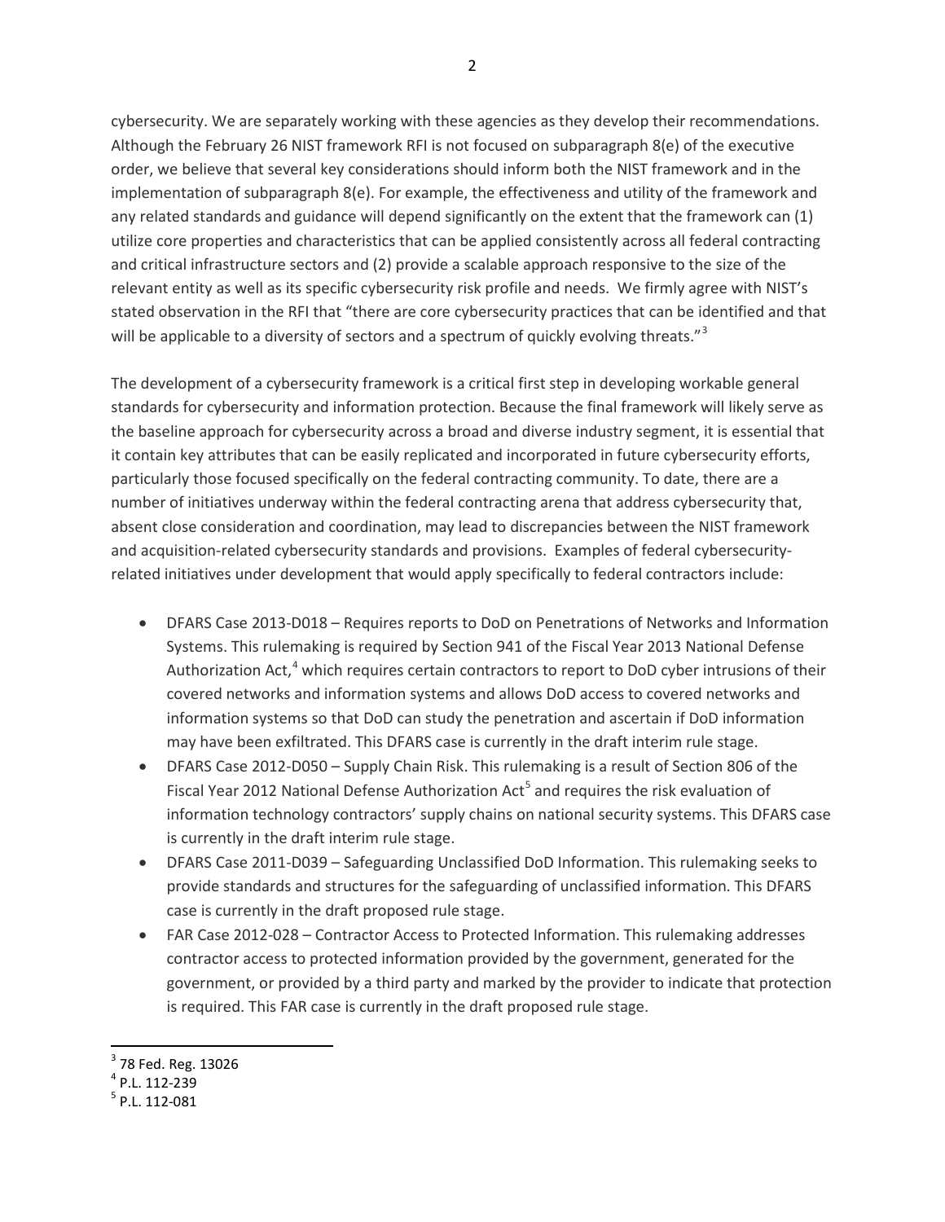cybersecurity. We are separately working with these agencies as they develop their recommendations. Although the February 26 NIST framework RFI is not focused on subparagraph 8(e) of the executive order, we believe that several key considerations should inform both the NIST framework and in the implementation of subparagraph 8(e). For example, the effectiveness and utility of the framework and any related standards and guidance will depend significantly on the extent that the framework can (1) utilize core properties and characteristics that can be applied consistently across all federal contracting and critical infrastructure sectors and (2) provide a scalable approach responsive to the size of the relevant entity as well as its specific cybersecurity risk profile and needs. We firmly agree with NIST's stated observation in the RFI that "there are core cybersecurity practices that can be identified and that will be applicable to a diversity of sectors and a spectrum of quickly evolving threats."[3]

The development of a cybersecurity framework is a critical first step in developing workable general standards for cybersecurity and information protection. Because the final framework will likely serve as the baseline approach for cybersecurity across a broad and diverse industry segment, it is essential that it contain key attributes that can be easily replicated and incorporated in future cybersecurity efforts, particularly those focused specifically on the federal contracting community. To date, there are a number of initiatives underway within the federal contracting arena that address cybersecurity that, absent close consideration and coordination, may lead to discrepancies between the NIST framework and acquisition-related cybersecurity standards and provisions. Examples of federal cybersecurity-related initiatives under development that would apply specifically to federal contractors include:

- DFARS Case 2013-D018 – Requires reports to DoD on Penetrations of Networks and Information Systems. This rulemaking is required by Section 941 of the Fiscal Year 2013 National Defense Authorization Act,[4] which requires certain contractors to report to DoD cyber intrusions of their covered networks and information systems and allows DoD access to covered networks and information systems so that DoD can study the penetration and ascertain if DoD information may have been exfiltrated. This DFARS case is currently in the draft interim rule stage.
- DFARS Case 2012-D050 – Supply Chain Risk. This rulemaking is a result of Section 806 of the Fiscal Year 2012 National Defense Authorization Act[5] and requires the risk evaluation of information technology contractors' supply chains on national security systems. This DFARS case is currently in the draft interim rule stage.
- DFARS Case 2011-D039 – Safeguarding Unclassified DoD Information. This rulemaking seeks to provide standards and structures for the safeguarding of unclassified information. This DFARS case is currently in the draft proposed rule stage.
- FAR Case 2012-028 – Contractor Access to Protected Information. This rulemaking addresses contractor access to protected information provided by the government, generated for the government, or provided by a third party and marked by the provider to indicate that protection is required. This FAR case is currently in the draft proposed rule stage.

[3] 78 Fed. Reg. 13026

[4] P.L. 112-239

[5] P.L. 112-081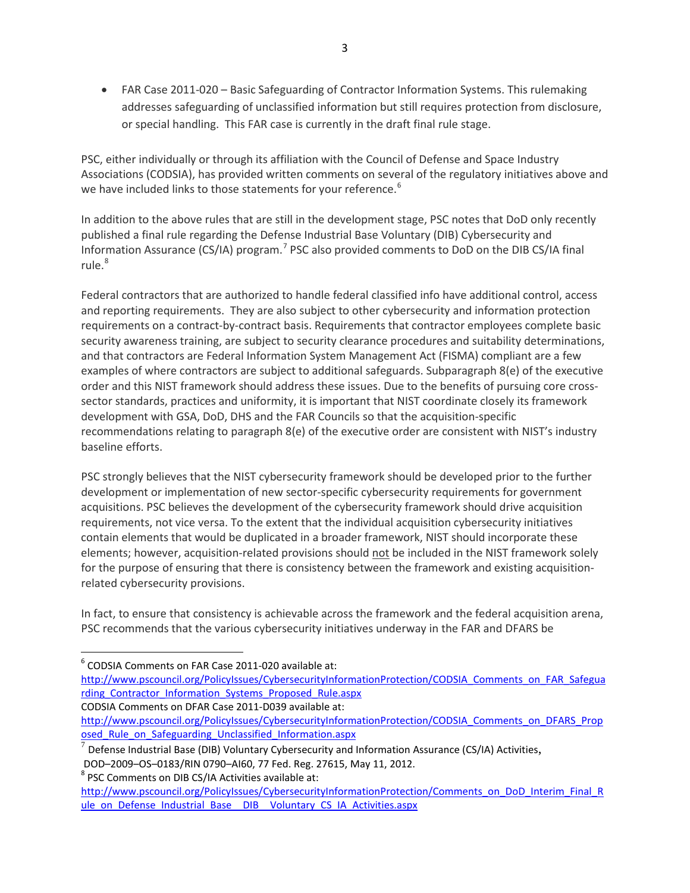- FAR Case 2011-020 – Basic Safeguarding of Contractor Information Systems. This rulemaking addresses safeguarding of unclassified information but still requires protection from disclosure, or special handling. This FAR case is currently in the draft final rule stage.

PSC, either individually or through its affiliation with the Council of Defense and Space Industry Associations (CODSIA), has provided written comments on several of the regulatory initiatives above and we have included links to those statements for your reference.[6]

In addition to the above rules that are still in the development stage, PSC notes that DoD only recently published a final rule regarding the Defense Industrial Base Voluntary (DIB) Cybersecurity and Information Assurance (CS/IA) program.[7] PSC also provided comments to DoD on the DIB CS/IA final rule.[8]

Federal contractors that are authorized to handle federal classified info have additional control, access and reporting requirements. They are also subject to other cybersecurity and information protection requirements on a contract-by-contract basis. Requirements that contractor employees complete basic security awareness training, are subject to security clearance procedures and suitability determinations, and that contractors are Federal Information System Management Act (FISMA) compliant are a few examples of where contractors are subject to additional safeguards. Subparagraph 8(e) of the executive order and this NIST framework should address these issues. Due to the benefits of pursuing core cross-sector standards, practices and uniformity, it is important that NIST coordinate closely its framework development with GSA, DoD, DHS and the FAR Councils so that the acquisition-specific recommendations relating to paragraph 8(e) of the executive order are consistent with NIST's industry baseline efforts.

PSC strongly believes that the NIST cybersecurity framework should be developed prior to the further development or implementation of new sector-specific cybersecurity requirements for government acquisitions. PSC believes the development of the cybersecurity framework should drive acquisition requirements, not vice versa. To the extent that the individual acquisition cybersecurity initiatives contain elements that would be duplicated in a broader framework, NIST should incorporate these elements; however, acquisition-related provisions should <u>not</u> be included in the NIST framework solely for the purpose of ensuring that there is consistency between the framework and existing acquisition-related cybersecurity provisions.

In fact, to ensure that consistency is achievable across the framework and the federal acquisition arena, PSC recommends that the various cybersecurity initiatives underway in the FAR and DFARS be

---

[6] CODSIA Comments on FAR Case 2011-020 available at: http://www.pscouncil.org/PolicyIssues/CybersecurityInformationProtection/CODSIA_Comments_on_FAR_Safeguarding_Contractor_Information_Systems_Proposed_Rule.aspx

CODSIA Comments on DFAR Case 2011-D039 available at: http://www.pscouncil.org/PolicyIssues/CybersecurityInformationProtection/CODSIA_Comments_on_DFARS_Proposed_Rule_on_Safeguarding_Unclassified_Information.aspx

[7] Defense Industrial Base (DIB) Voluntary Cybersecurity and Information Assurance (CS/IA) Activities, DOD–2009–OS–0183/RIN 0790–AI60, 77 Fed. Reg. 27615, May 11, 2012.

[8] PSC Comments on DIB CS/IA Activities available at: http://www.pscouncil.org/PolicyIssues/CybersecurityInformationProtection/Comments_on_DoD_Interim_Final_Rule_on_Defense_Industrial_Base__DIB__Voluntary_CS_IA_Activities.aspx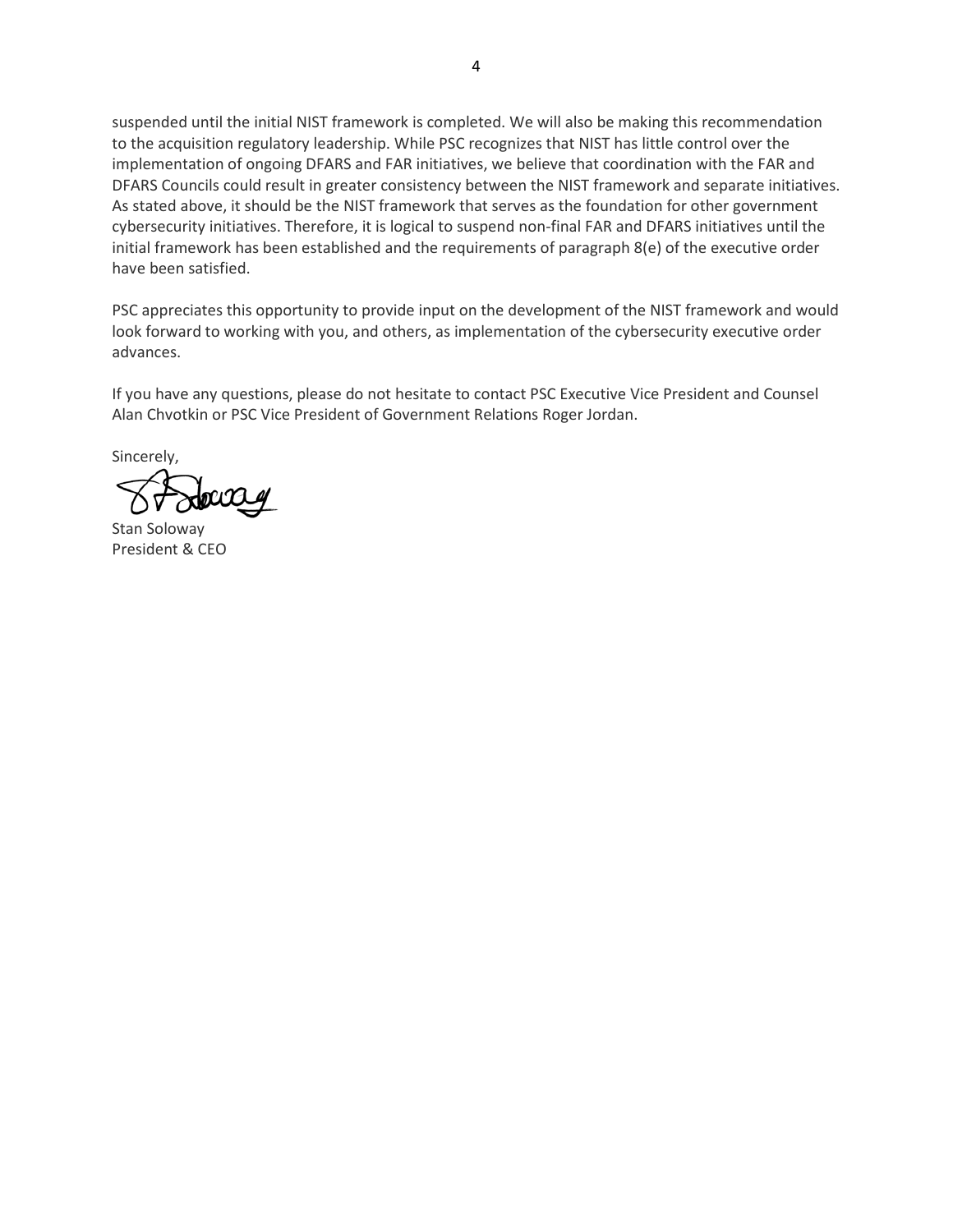suspended until the initial NIST framework is completed. We will also be making this recommendation to the acquisition regulatory leadership. While PSC recognizes that NIST has little control over the implementation of ongoing DFARS and FAR initiatives, we believe that coordination with the FAR and DFARS Councils could result in greater consistency between the NIST framework and separate initiatives. As stated above, it should be the NIST framework that serves as the foundation for other government cybersecurity initiatives. Therefore, it is logical to suspend non-final FAR and DFARS initiatives until the initial framework has been established and the requirements of paragraph 8(e) of the executive order have been satisfied.

PSC appreciates this opportunity to provide input on the development of the NIST framework and would look forward to working with you, and others, as implementation of the cybersecurity executive order advances.

If you have any questions, please do not hesitate to contact PSC Executive Vice President and Counsel Alan Chvotkin or PSC Vice President of Government Relations Roger Jordan.

Sincerely,

Stan Soloway
President & CEO